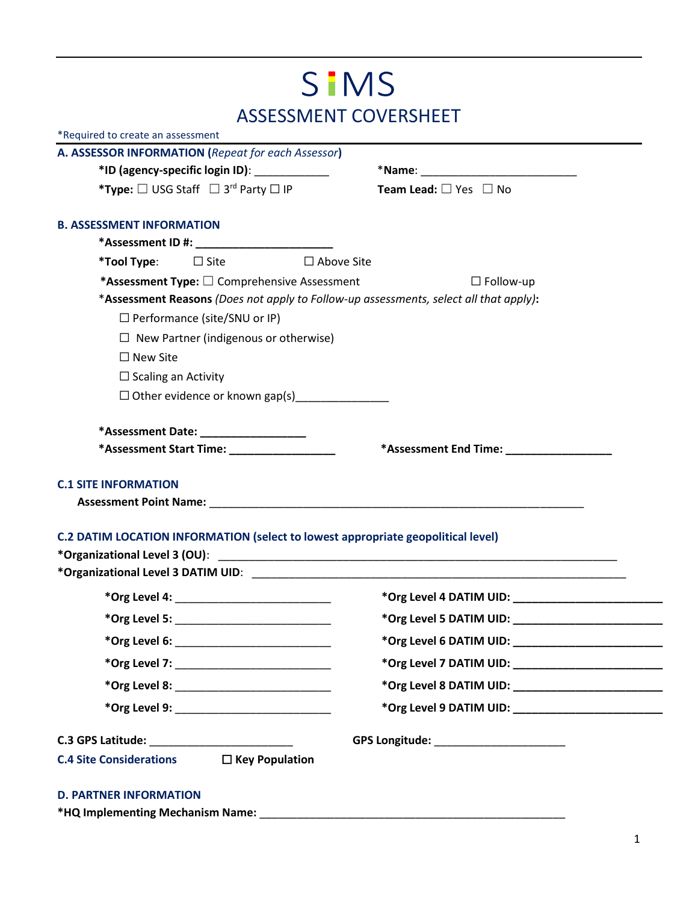# SIMS

## ASSESSMENT COVERSHEET

*Required to create an assessment

### A. ASSESSOR INFORMATION (*Repeat for each Assessor*)

**\*ID (agency-specific login ID)**: ____________ *Name: __________________________

**\*Type:** ☐ USG Staff ☐ 3rd Party ☐ IP **Team Lead:** ☐ Yes ☐ No

### B. ASSESSMENT INFORMATION

**\*Assessment ID #: ______________________**

**\*Tool Type**: ☐ Site ☐ Above Site

**\*Assessment Type:** ☐ Comprehensive Assessment ☐ Follow-up

*__Assessment Reasons__ *(Does not apply to Follow-up assessments, select all that apply)***:**

☐ Performance (site/SNU or IP)

☐ New Partner (indigenous or otherwise)

☐ New Site

☐ Scaling an Activity

☐ Other evidence or known gap(s)_______________

**\*Assessment Date: _________________**

**\*Assessment Start Time: _________________** **\*Assessment End Time: _________________**

### C.1 SITE INFORMATION

**Assessment Point Name:** _______________________________________________________________

### C.2 DATIM LOCATION INFORMATION (select to lowest appropriate geopolitical level)

**\*Organizational Level 3 (OU)**: _____________________________________________________________________

**\*Organizational Level 3 DATIM UID**: ________________________________________________________________

**\*Org Level 4:** __________________________ **\*Org Level 4 DATIM UID: _________________________**

**\*Org Level 5:** __________________________ **\*Org Level 5 DATIM UID: _________________________**

**\*Org Level 6:** __________________________ **\*Org Level 6 DATIM UID: _________________________**

**\*Org Level 7:** __________________________ **\*Org Level 7 DATIM UID: _________________________**

**\*Org Level 8:** __________________________ **\*Org Level 8 DATIM UID: _________________________**

**\*Org Level 9:** __________________________ **\*Org Level 9 DATIM UID: _________________________**

**C.3 GPS Latitude:** ________________________ **GPS Longitude:** ______________________

**C.4 Site Considerations** ☐ **Key Population**

### D. PARTNER INFORMATION

**\*HQ Implementing Mechanism Name:** ____________________________________________________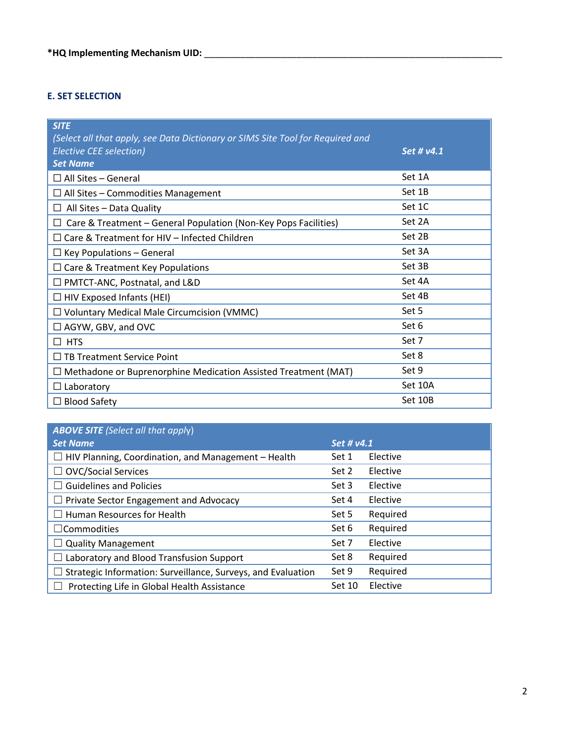**\*HQ Implementing Mechanism UID:** \_\_\_\_\_\_\_\_\_\_\_\_\_\_\_\_\_\_\_\_\_\_\_\_\_\_\_\_\_\_\_\_\_\_\_\_\_\_\_\_\_\_\_\_\_\_\_\_\_\_\_\_\_\_\_\_\_\_\_\_\_\_

## E. SET SELECTION

| ***SITE*** *(Select all that apply, see Data Dictionary or SIMS Site Tool for Required and Elective CEE selection)* ***Set Name*** | ***Set # v4.1*** |
|---|---|
| ☐ All Sites – General | Set 1A |
| ☐ All Sites – Commodities Management | Set 1B |
| ☐ All Sites – Data Quality | Set 1C |
| ☐ Care & Treatment – General Population (Non-Key Pops Facilities) | Set 2A |
| ☐ Care & Treatment for HIV – Infected Children | Set 2B |
| ☐ Key Populations – General | Set 3A |
| ☐ Care & Treatment Key Populations | Set 3B |
| ☐ PMTCT-ANC, Postnatal, and L&D | Set 4A |
| ☐ HIV Exposed Infants (HEI) | Set 4B |
| ☐ Voluntary Medical Male Circumcision (VMMC) | Set 5 |
| ☐ AGYW, GBV, and OVC | Set 6 |
| ☐ HTS | Set 7 |
| ☐ TB Treatment Service Point | Set 8 |
| ☐ Methadone or Buprenorphine Medication Assisted Treatment (MAT) | Set 9 |
| ☐ Laboratory | Set 10A |
| ☐ Blood Safety | Set 10B |

| ***ABOVE SITE*** *(Select all that apply)* ***Set Name*** | ***Set # v4.1*** | |
|---|---|---|
| ☐ HIV Planning, Coordination, and Management – Health | Set 1 | Elective |
| ☐ OVC/Social Services | Set 2 | Elective |
| ☐ Guidelines and Policies | Set 3 | Elective |
| ☐ Private Sector Engagement and Advocacy | Set 4 | Elective |
| ☐ Human Resources for Health | Set 5 | Required |
| ☐Commodities | Set 6 | Required |
| ☐ Quality Management | Set 7 | Elective |
| ☐ Laboratory and Blood Transfusion Support | Set 8 | Required |
| ☐ Strategic Information: Surveillance, Surveys, and Evaluation | Set 9 | Required |
| ☐ Protecting Life in Global Health Assistance | Set 10 | Elective |